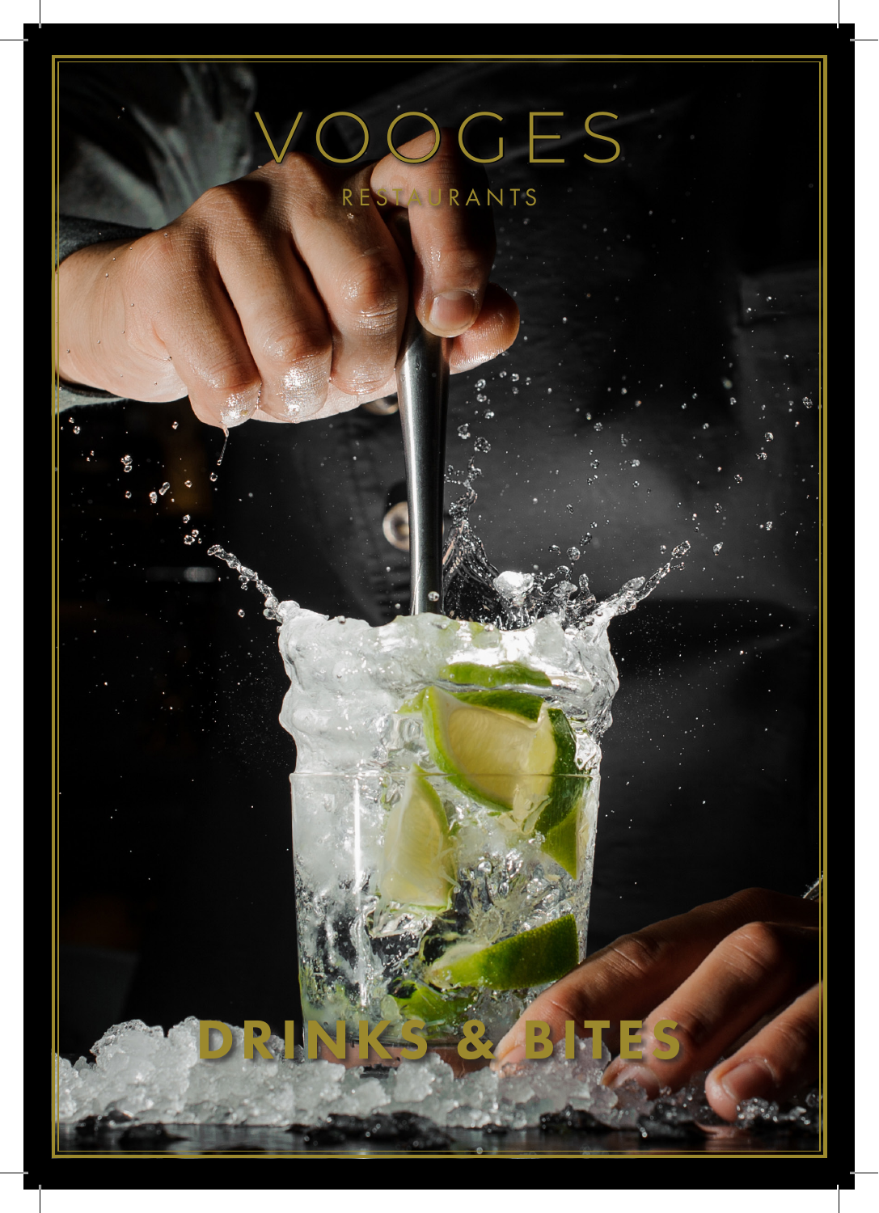# VOOGES

RESTAURANTS

## DRINKS & BITES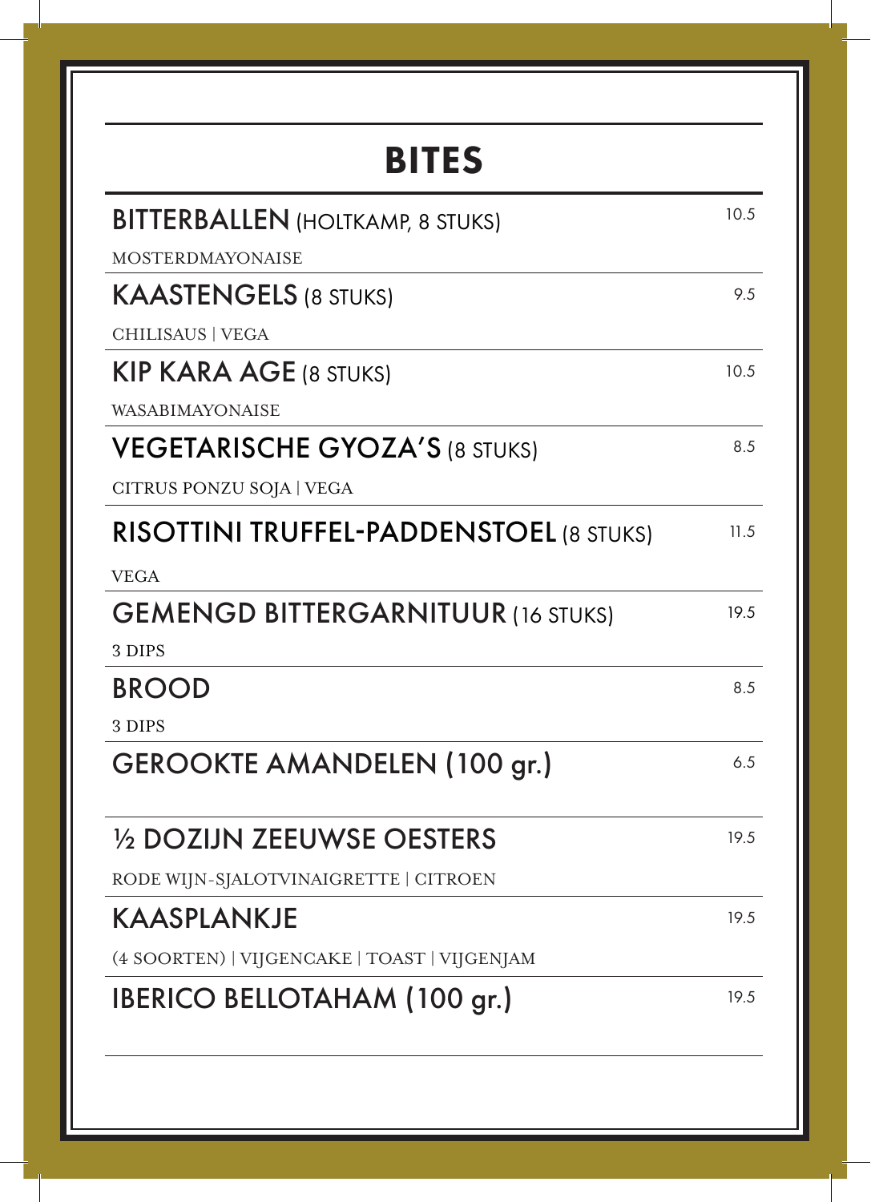# BITES

**BITTERBALLEN** (HOLTKAMP, 8 STUKS) — 10.5

MOSTERDMAYONAISE

**KAASTENGELS** (8 STUKS) — 9.5

CHILISAUS | VEGA

**KIP KARA AGE** (8 STUKS) — 10.5

WASABIMAYONAISE

**VEGETARISCHE GYOZA'S** (8 STUKS) — 8.5

CITRUS PONZU SOJA | VEGA

**RISOTTINI TRUFFEL-PADDENSTOEL** (8 STUKS) — 11.5

VEGA

**GEMENGD BITTERGARNITUUR** (16 STUKS) — 19.5

3 DIPS

**BROOD** — 8.5

3 DIPS

**GEROOKTE AMANDELEN (100 gr.)** — 6.5

**½ DOZIJN ZEEUWSE OESTERS** — 19.5

RODE WIJN-SJALOTVINAIGRETTE | CITROEN

**KAASPLANKJE** — 19.5

(4 SOORTEN) | VIJGENCAKE | TOAST | VIJGENJAM

**IBERICO BELLOTAHAM (100 gr.)** — 19.5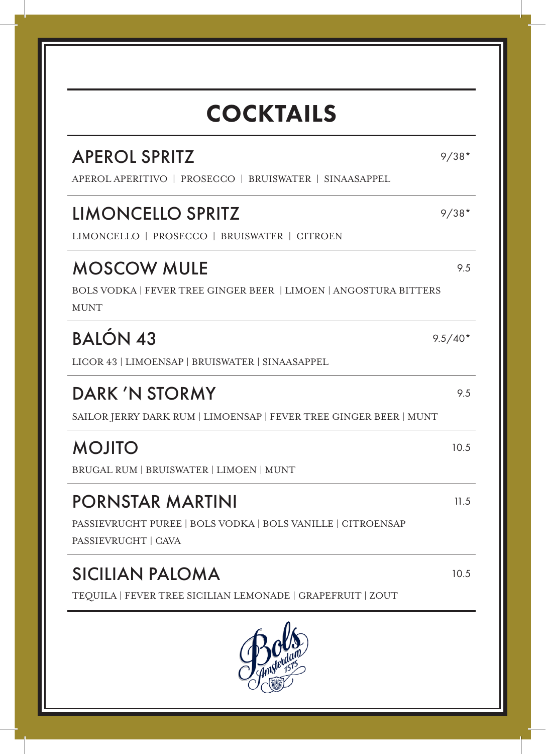# COCKTAILS

## APEROL SPRITZ
9/38*

APEROL APERITIVO | PROSECCO | BRUISWATER | SINAASAPPEL

## LIMONCELLO SPRITZ
9/38*

LIMONCELLO | PROSECCO | BRUISWATER | CITROEN

## MOSCOW MULE
9.5

BOLS VODKA | FEVER TREE GINGER BEER | LIMOEN | ANGOSTURA BITTERS MUNT

## BALÓN 43
9.5/40*

LICOR 43 | LIMOENSAP | BRUISWATER | SINAASAPPEL

## DARK 'N STORMY
9.5

SAILOR JERRY DARK RUM | LIMOENSAP | FEVER TREE GINGER BEER | MUNT

## MOJITO
10.5

BRUGAL RUM | BRUISWATER | LIMOEN | MUNT

## PORNSTAR MARTINI
11.5

PASSIEVRUCHT PUREE | BOLS VODKA | BOLS VANILLE | CITROENSAP PASSIEVRUCHT | CAVA

## SICILIAN PALOMA
10.5

TEQUILA | FEVER TREE SICILIAN LEMONADE | GRAPEFRUIT | ZOUT

Bols Amsterdam 1575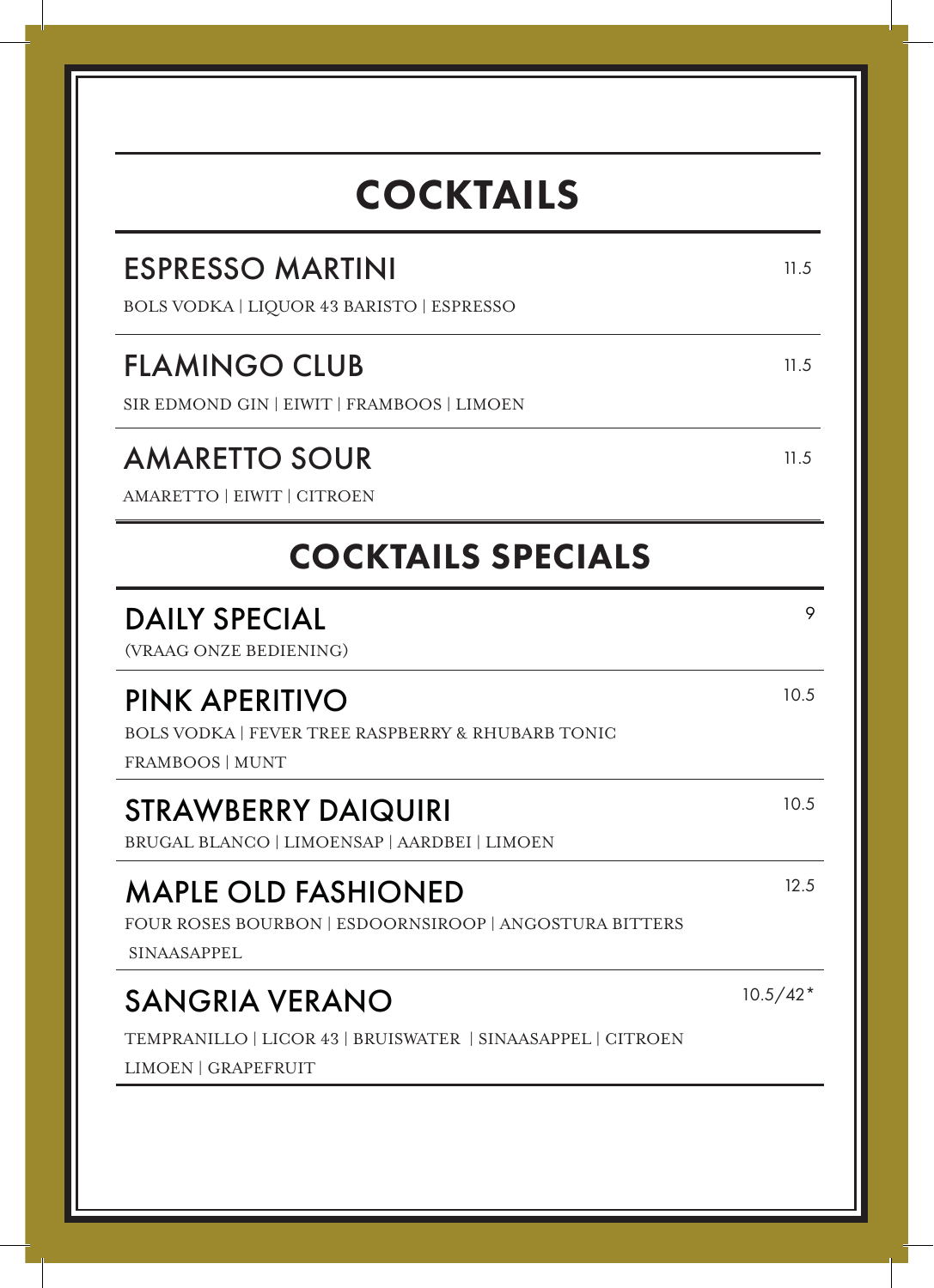# COCKTAILS

## ESPRESSO MARTINI 11.5

BOLS VODKA | LIQUOR 43 BARISTO | ESPRESSO

## FLAMINGO CLUB 11.5

SIR EDMOND GIN | EIWIT | FRAMBOOS | LIMOEN

## AMARETTO SOUR 11.5

AMARETTO | EIWIT | CITROEN

# COCKTAILS SPECIALS

## DAILY SPECIAL 9

(VRAAG ONZE BEDIENING)

## PINK APERITIVO 10.5

BOLS VODKA | FEVER TREE RASPBERRY & RHUBARB TONIC
FRAMBOOS | MUNT

## STRAWBERRY DAIQUIRI 10.5

BRUGAL BLANCO | LIMOENSAP | AARDBEI | LIMOEN

## MAPLE OLD FASHIONED 12.5

FOUR ROSES BOURBON | ESDOORNSIROOP | ANGOSTURA BITTERS
SINAASAPPEL

## SANGRIA VERANO 10.5/42*

TEMPRANILLO | LICOR 43 | BRUISWATER | SINAASAPPEL | CITROEN
LIMOEN | GRAPEFRUIT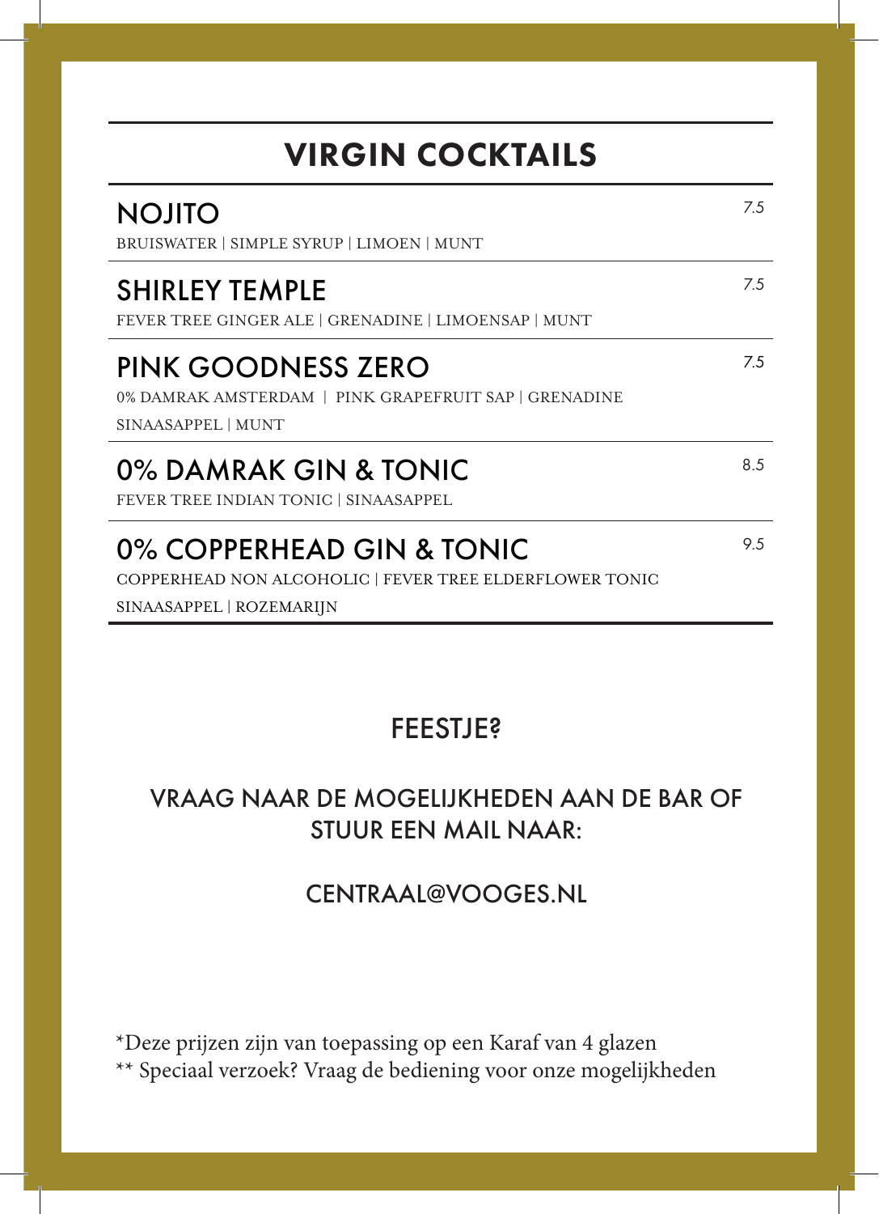# VIRGIN COCKTAILS

## NOJITO
*7.5*

BRUISWATER | SIMPLE SYRUP | LIMOEN | MUNT

## SHIRLEY TEMPLE
*7.5*

FEVER TREE GINGER ALE | GRENADINE | LIMOENSAP | MUNT

## PINK GOODNESS ZERO
*7.5*

0% DAMRAK AMSTERDAM | PINK GRAPEFRUIT SAP | GRENADINE
SINAASAPPEL | MUNT

## 0% DAMRAK GIN & TONIC
*8.5*

FEVER TREE INDIAN TONIC | SINAASAPPEL

## 0% COPPERHEAD GIN & TONIC
*9.5*

COPPERHEAD NON ALCOHOLIC | FEVER TREE ELDERFLOWER TONIC
SINAASAPPEL | ROZEMARIJN

## FEESTJE?

VRAAG NAAR DE MOGELIJKHEDEN AAN DE BAR OF STUUR EEN MAIL NAAR:

CENTRAAL@VOOGES.NL

*Deze prijzen zijn van toepassing op een Karaf van 4 glazen
** Speciaal verzoek? Vraag de bediening voor onze mogelijkheden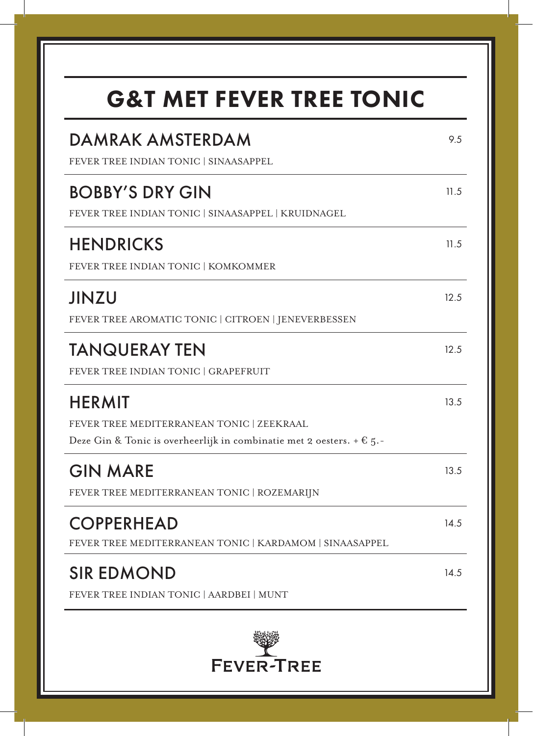# G&T MET FEVER TREE TONIC

## DAMRAK AMSTERDAM
9.5

FEVER TREE INDIAN TONIC | SINAASAPPEL

## BOBBY'S DRY GIN
11.5

FEVER TREE INDIAN TONIC | SINAASAPPEL | KRUIDNAGEL

## HENDRICKS
11.5

FEVER TREE INDIAN TONIC | KOMKOMMER

## JINZU
12.5

FEVER TREE AROMATIC TONIC | CITROEN | JENEVERBESSEN

## TANQUERAY TEN
12.5

FEVER TREE INDIAN TONIC | GRAPEFRUIT

## HERMIT
13.5

FEVER TREE MEDITERRANEAN TONIC | ZEEKRAAL

Deze Gin & Tonic is overheerlijk in combinatie met 2 oesters. + € 5.-

## GIN MARE
13.5

FEVER TREE MEDITERRANEAN TONIC | ROZEMARIJN

## COPPERHEAD
14.5

FEVER TREE MEDITERRANEAN TONIC | KARDAMOM | SINAASAPPEL

## SIR EDMOND
14.5

FEVER TREE INDIAN TONIC | AARDBEI | MUNT

FEVER-TREE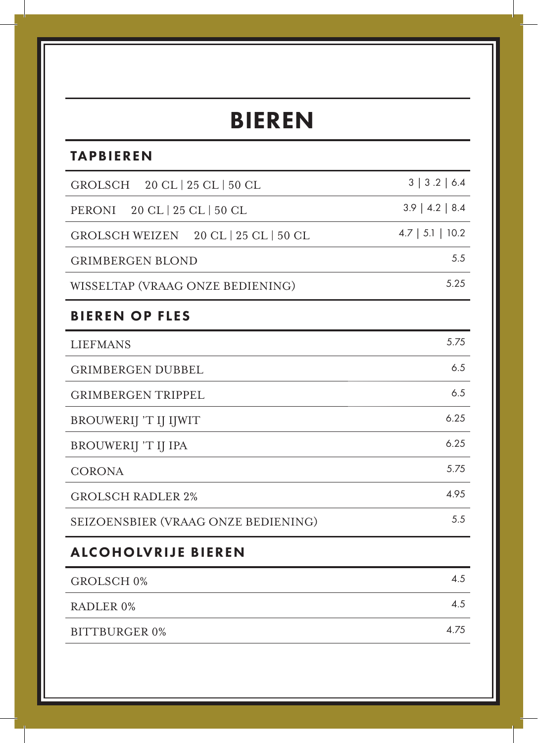# BIEREN

## TAPBIEREN

| | |
|---|---|
| GROLSCH 20 CL \| 25 CL \| 50 CL | 3 \| 3 .2 \| 6.4 |
| PERONI 20 CL \| 25 CL \| 50 CL | 3.9 \| 4.2 \| 8.4 |
| GROLSCH WEIZEN 20 CL \| 25 CL \| 50 CL | 4.7 \| 5.1 \| 10.2 |
| GRIMBERGEN BLOND | 5.5 |
| WISSELTAP (VRAAG ONZE BEDIENING) | 5.25 |

## BIEREN OP FLES

| | |
|---|---|
| LIEFMANS | 5.75 |
| GRIMBERGEN DUBBEL | 6.5 |
| GRIMBERGEN TRIPPEL | 6.5 |
| BROUWERIJ 'T IJ IJWIT | 6.25 |
| BROUWERIJ 'T IJ IPA | 6.25 |
| CORONA | 5.75 |
| GROLSCH RADLER 2% | 4.95 |
| SEIZOENSBIER (VRAAG ONZE BEDIENING) | 5.5 |

## ALCOHOLVRIJE BIEREN

| | |
|---|---|
| GROLSCH 0% | 4.5 |
| RADLER 0% | 4.5 |
| BITTBURGER 0% | 4.75 |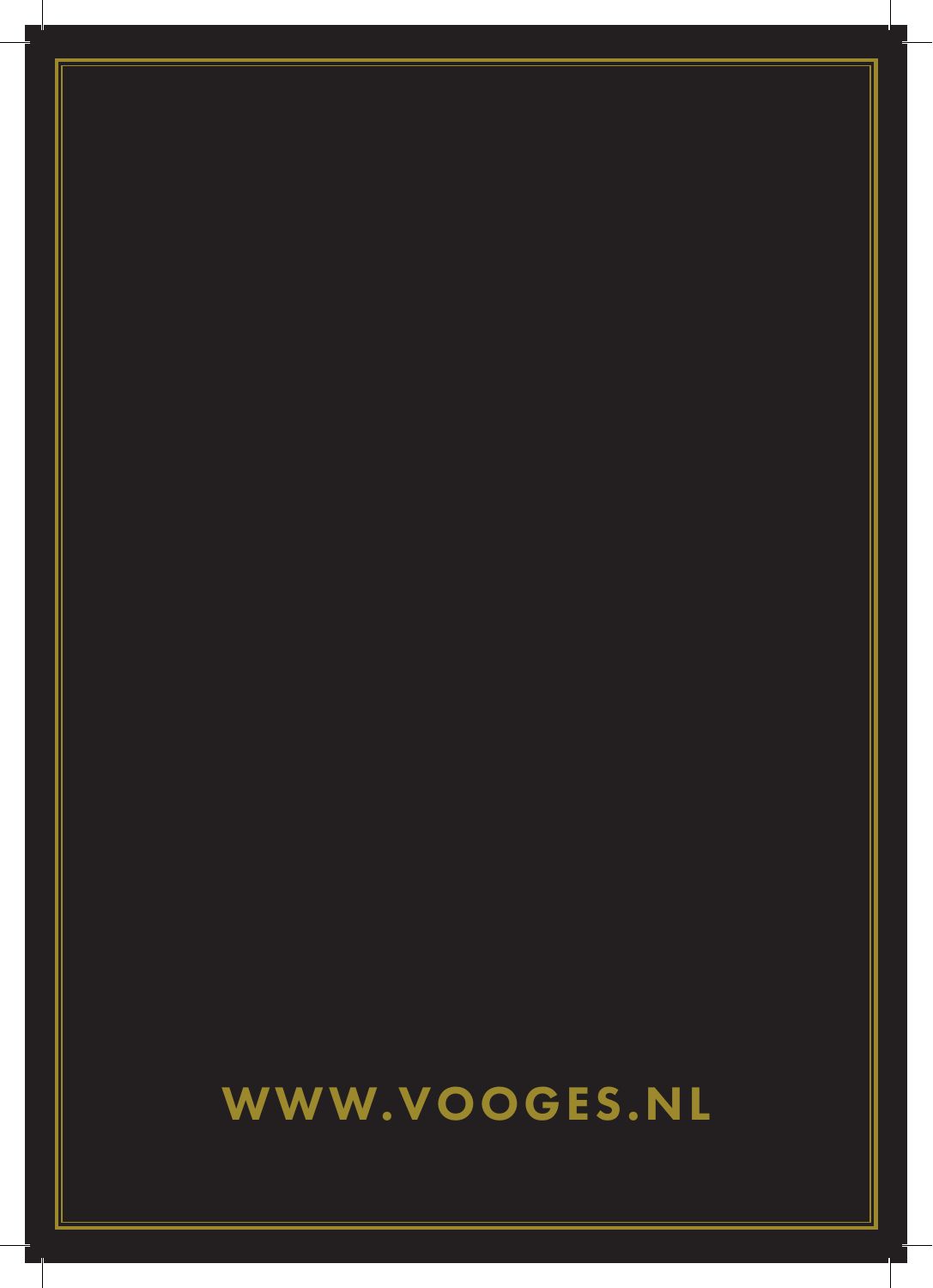WWW.VOOGES.NL